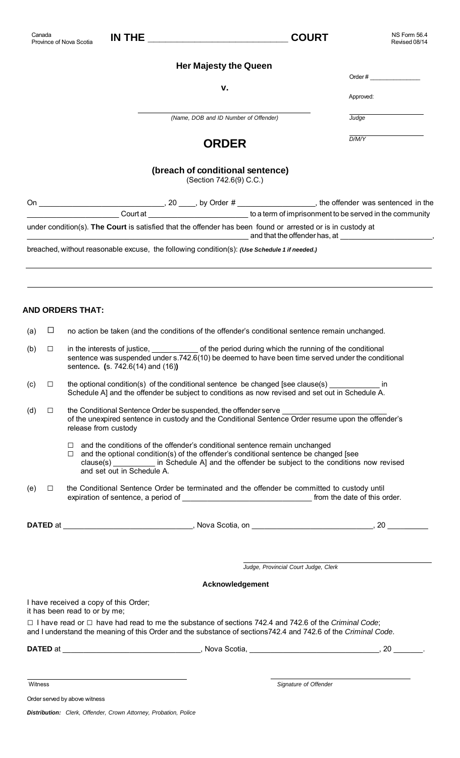Canada
Province of Nova Scotia

**IN THE \_\_\_\_\_\_\_\_\_\_\_\_\_\_\_\_\_\_\_\_\_\_\_\_\_\_\_\_ COURT**

NS Form 56.4
Revised 08/14

**Her Majesty the Queen**

**v.**

\_\_\_\_\_\_\_\_\_\_\_\_\_\_\_\_\_\_\_\_\_\_\_\_\_\_\_\_\_\_\_\_\_\_\_\_\_\_\_\_
*(Name, DOB and ID Number of Offender)*

Order # \_\_\_\_\_\_\_\_\_\_\_\_\_\_

Approved:

\_\_\_\_\_\_\_\_\_\_\_\_\_\_\_\_\_\_
*Judge*

\_\_\_\_\_\_\_\_\_\_\_\_\_\_\_\_\_\_
*D/M/Y*

# ORDER

## (breach of conditional sentence)

(Section 742.6(9) C.C.)

On \_\_\_\_\_\_\_\_\_\_\_\_\_\_\_\_\_\_\_\_\_\_\_\_\_\_\_\_, 20 \_\_\_\_, by Order # \_\_\_\_\_\_\_\_\_\_\_\_\_\_\_\_\_\_, the offender was sentenced in the \_\_\_\_\_\_\_\_\_\_\_\_\_\_\_\_\_\_\_\_\_\_ Court at \_\_\_\_\_\_\_\_\_\_\_\_\_\_\_\_\_\_\_\_\_\_\_ to a term of imprisonment to be served in the community under condition(s). **The Court** is satisfied that the offender has been found or arrested or is in custody at \_\_\_\_\_\_\_\_\_\_\_\_\_\_\_\_\_\_\_\_\_\_\_\_\_\_\_\_\_\_\_\_\_\_\_\_\_\_\_\_\_\_\_\_\_\_\_\_\_\_\_\_\_\_\_\_\_ and that the offender has, at \_\_\_\_\_\_\_\_\_\_\_\_\_\_\_\_\_\_\_\_\_\_\_, breached, without reasonable excuse, the following condition(s): ***(Use Schedule 1 if needed.)***

\_\_\_\_\_\_\_\_\_\_\_\_\_\_\_\_\_\_\_\_\_\_\_\_\_\_\_\_\_\_\_\_\_\_\_\_\_\_\_\_\_\_\_\_\_\_\_\_\_\_\_\_\_\_\_\_\_\_\_\_\_\_\_\_\_\_\_\_\_\_\_\_\_\_\_\_\_\_\_\_\_\_\_\_\_\_\_\_\_

\_\_\_\_\_\_\_\_\_\_\_\_\_\_\_\_\_\_\_\_\_\_\_\_\_\_\_\_\_\_\_\_\_\_\_\_\_\_\_\_\_\_\_\_\_\_\_\_\_\_\_\_\_\_\_\_\_\_\_\_\_\_\_\_\_\_\_\_\_\_\_\_\_\_\_\_\_\_\_\_\_\_\_\_\_\_\_\_\_

**AND ORDERS THAT:**

(a) ☐ no action be taken (and the conditions of the offender's conditional sentence remain unchanged.

(b) ☐ in the interests of justice, \_\_\_\_\_\_\_\_\_\_\_ of the period during which the running of the conditional sentence was suspended under s.742.6(10) be deemed to have been time served under the conditional sentence**. (**s. 742.6(14) and (16)**)**

(c) ☐ the optional condition(s) of the conditional sentence be changed [see clause(s) \_\_\_\_\_\_\_\_\_\_\_\_ in Schedule A] and the offender be subject to conditions as now revised and set out in Schedule A.

(d) ☐ the Conditional Sentence Order be suspended, the offender serve \_\_\_\_\_\_\_\_\_\_\_\_\_\_\_\_\_\_\_\_\_\_\_\_\_ of the unexpired sentence in custody and the Conditional Sentence Order resume upon the offender's release from custody

- ☐ and the conditions of the offender's conditional sentence remain unchanged
- ☐ and the optional condition(s) of the offender's conditional sentence be changed [see clause(s) \_\_\_\_\_\_\_\_\_\_ in Schedule A] and the offender be subject to the conditions now revised and set out in Schedule A.

(e) ☐ the Conditional Sentence Order be terminated and the offender be committed to custody until expiration of sentence, a period of \_\_\_\_\_\_\_\_\_\_\_\_\_\_\_\_\_\_\_\_\_\_\_\_\_\_\_\_\_\_ from the date of this order.

**DATED** at \_\_\_\_\_\_\_\_\_\_\_\_\_\_\_\_\_\_\_\_\_\_\_\_\_\_\_\_\_\_, Nova Scotia, on \_\_\_\_\_\_\_\_\_\_\_\_\_\_\_\_\_\_\_\_\_\_\_\_\_\_\_\_, 20 \_\_\_\_\_\_\_\_\_\_

\_\_\_\_\_\_\_\_\_\_\_\_\_\_\_\_\_\_\_\_\_\_\_\_\_\_\_\_\_\_\_\_\_\_\_\_\_\_\_\_\_\_
*Judge, Provincial Court Judge, Clerk*

**Acknowledgement**

I have received a copy of this Order;
it has been read to or by me;

☐ I have read or ☐ have had read to me the substance of sections 742.4 and 742.6 of the *Criminal Code*;
and I understand the meaning of this Order and the substance of sections742.4 and 742.6 of the *Criminal Code*.

**DATED** at \_\_\_\_\_\_\_\_\_\_\_\_\_\_\_\_\_\_\_\_\_\_\_\_\_\_\_\_\_\_\_\_, Nova Scotia, \_\_\_\_\_\_\_\_\_\_\_\_\_\_\_\_\_\_\_\_\_\_\_\_\_\_\_\_\_\_, 20 \_\_\_\_\_\_\_.

\_\_\_\_\_\_\_\_\_\_\_\_\_\_\_\_\_\_\_\_\_\_\_\_\_\_\_\_\_\_\_\_\_\_\_\_
Witness

\_\_\_\_\_\_\_\_\_\_\_\_\_\_\_\_\_\_\_\_\_\_\_\_\_\_\_\_\_\_\_\_\_\_\_\_
*Signature of Offender*

Order served by above witness

***Distribution:*** *Clerk, Offender, Crown Attorney, Probation, Police*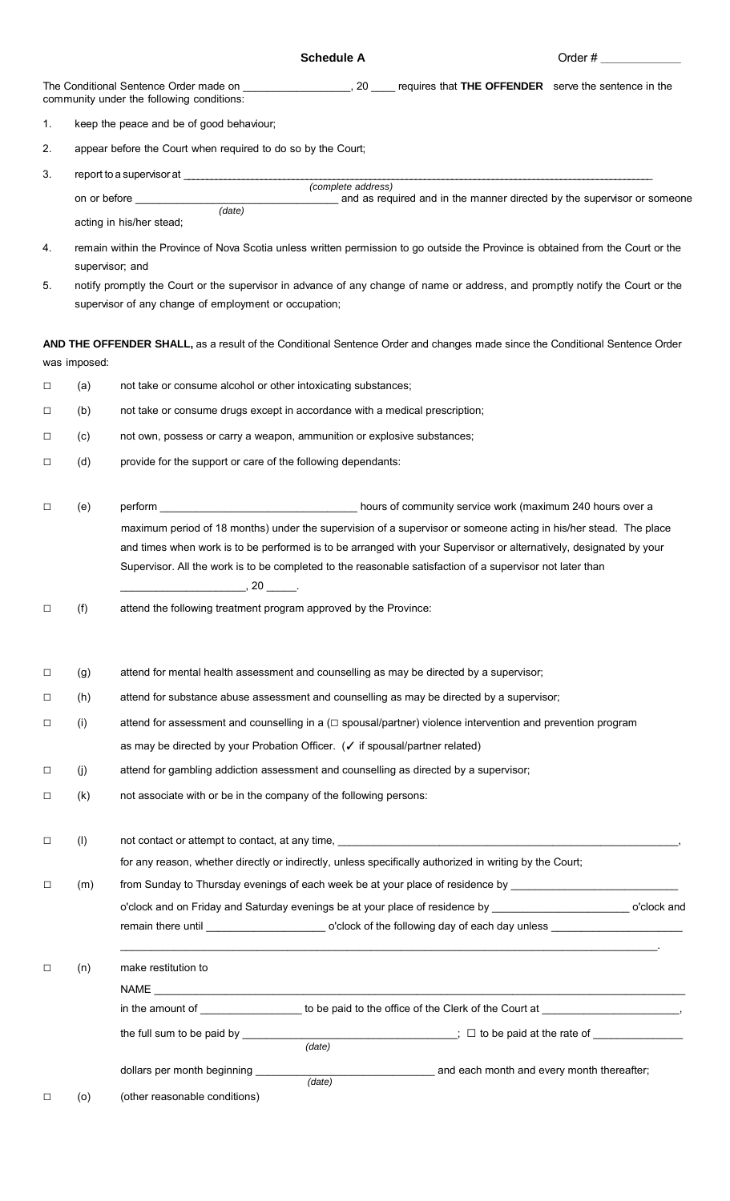**Schedule A** Order # ____________

The Conditional Sentence Order made on _________________, 20 ____ requires that **THE OFFENDER** serve the sentence in the community under the following conditions:

1. keep the peace and be of good behaviour;
2. appear before the Court when required to do so by the Court;
3. report to a supervisor at _______________________________________________
   *(complete address)*
   on or before _________________________________ and as required and in the manner directed by the supervisor or someone
   *(date)*
   acting in his/her stead;
4. remain within the Province of Nova Scotia unless written permission to go outside the Province is obtained from the Court or the supervisor; and
5. notify promptly the Court or the supervisor in advance of any change of name or address, and promptly notify the Court or the supervisor of any change of employment or occupation;

**AND THE OFFENDER SHALL,** as a result of the Conditional Sentence Order and changes made since the Conditional Sentence Order was imposed:

☐ (a) not take or consume alcohol or other intoxicating substances;

☐ (b) not take or consume drugs except in accordance with a medical prescription;

☐ (c) not own, possess or carry a weapon, ammunition or explosive substances;

☐ (d) provide for the support or care of the following dependants:

☐ (e) perform _________________________________ hours of community service work (maximum 240 hours over a maximum period of 18 months) under the supervision of a supervisor or someone acting in his/her stead. The place and times when work is to be performed is to be arranged with your Supervisor or alternatively, designated by your Supervisor. All the work is to be completed to the reasonable satisfaction of a supervisor not later than ____________________, 20 _____.

☐ (f) attend the following treatment program approved by the Province:

☐ (g) attend for mental health assessment and counselling as may be directed by a supervisor;

☐ (h) attend for substance abuse assessment and counselling as may be directed by a supervisor;

☐ (i) attend for assessment and counselling in a (☐ spousal/partner) violence intervention and prevention program as may be directed by your Probation Officer. (✓ if spousal/partner related)

☐ (j) attend for gambling addiction assessment and counselling as directed by a supervisor;

☐ (k) not associate with or be in the company of the following persons:

☐ (l) not contact or attempt to contact, at any time, ___________________________________________________________, for any reason, whether directly or indirectly, unless specifically authorized in writing by the Court;

☐ (m) from Sunday to Thursday evenings of each week be at your place of residence by ___________________________ o'clock and on Friday and Saturday evenings be at your place of residence by ______________________ o'clock and remain there until ___________________ o'clock of the following day of each day unless _____________________
_____________________________________________________________________________________.

☐ (n) make restitution to
NAME ______________________________________________________________________________
in the amount of ________________ to be paid to the office of the Clerk of the Court at ______________________,
the full sum to be paid by __________________________________; ☐ to be paid at the rate of ______________
*(date)*
dollars per month beginning _____________________________ and each month and every month thereafter;
*(date)*

☐ (o) (other reasonable conditions)